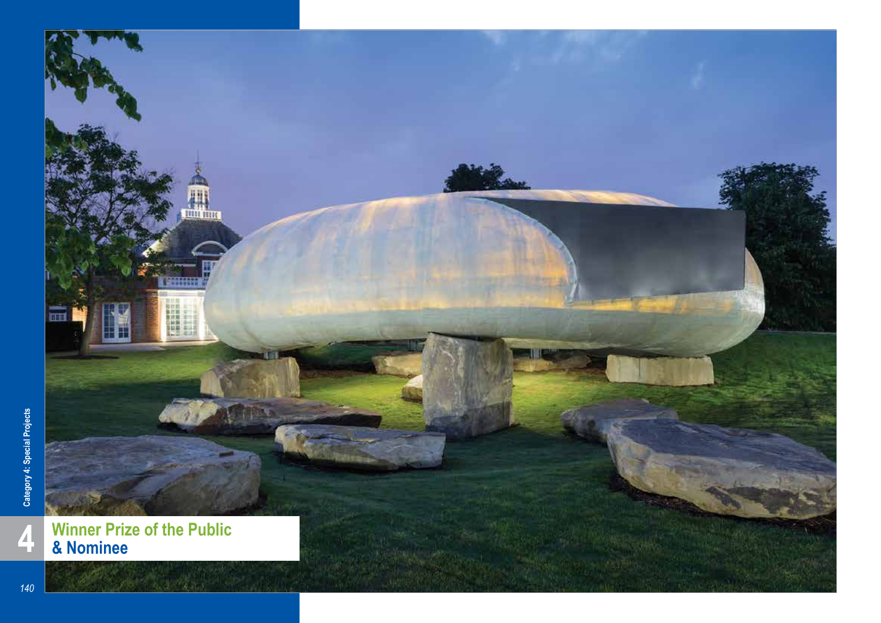Category 4: Special Projects

4

**Winner Prize of the Public**
**& Nominee**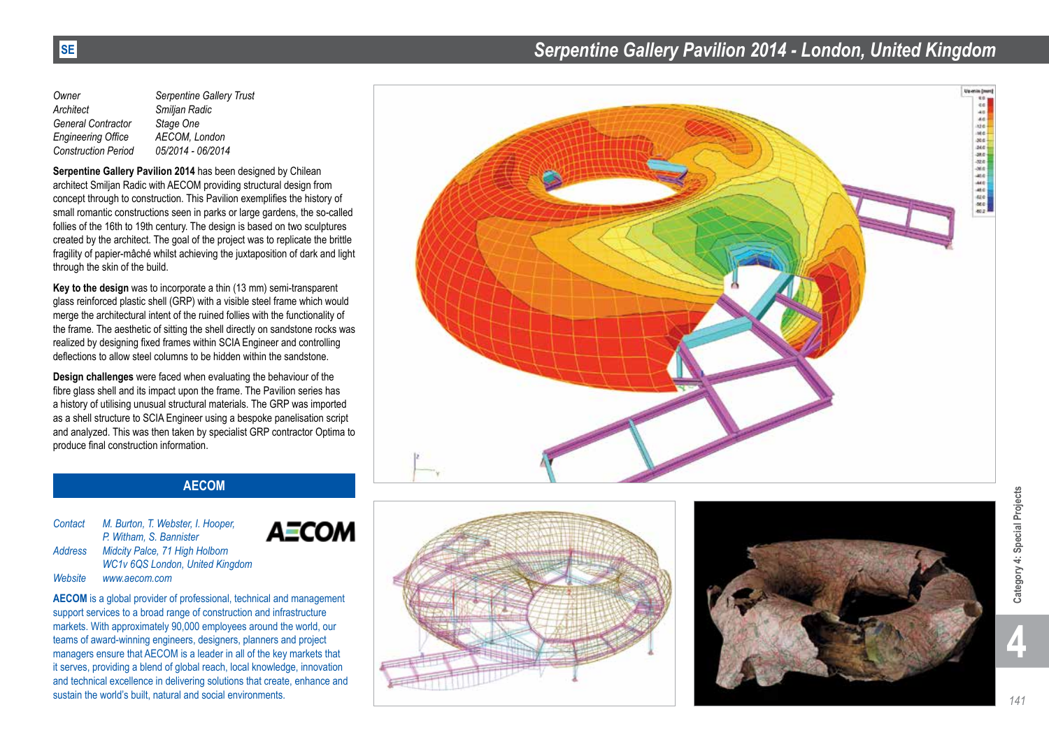# Serpentine Gallery Pavilion 2014 - London, United Kingdom

| | |
|---|---|
| *Owner* | *Serpentine Gallery Trust* |
| *Architect* | *Smiljan Radic* |
| *General Contractor* | *Stage One* |
| *Engineering Office* | *AECOM, London* |
| *Construction Period* | *05/2014 - 06/2014* |

**Serpentine Gallery Pavilion 2014** has been designed by Chilean architect Smiljan Radic with AECOM providing structural design from concept through to construction. This Pavilion exemplifies the history of small romantic constructions seen in parks or large gardens, the so-called follies of the 16th to 19th century. The design is based on two sculptures created by the architect. The goal of the project was to replicate the brittle fragility of papier-mâché whilst achieving the juxtaposition of dark and light through the skin of the build.

**Key to the design** was to incorporate a thin (13 mm) semi-transparent glass reinforced plastic shell (GRP) with a visible steel frame which would merge the architectural intent of the ruined follies with the functionality of the frame. The aesthetic of sitting the shell directly on sandstone rocks was realized by designing fixed frames within SCIA Engineer and controlling deflections to allow steel columns to be hidden within the sandstone.

**Design challenges** were faced when evaluating the behaviour of the fibre glass shell and its impact upon the frame. The Pavilion series has a history of utilising unusual structural materials. The GRP was imported as a shell structure to SCIA Engineer using a bespoke panelisation script and analyzed. This was then taken by specialist GRP contractor Optima to produce final construction information.

## AECOM

| | |
|---|---|
| *Contact* | *M. Burton, T. Webster, I. Hooper, P. Witham, S. Bannister* |
| *Address* | *Midcity Palce, 71 High Holborn WC1v 6QS London, United Kingdom* |
| *Website* | *www.aecom.com* |

**AECOM** is a global provider of professional, technical and management support services to a broad range of construction and infrastructure markets. With approximately 90,000 employees around the world, our teams of award-winning engineers, designers, planners and project managers ensure that AECOM is a leader in all of the key markets that it serves, providing a blend of global reach, local knowledge, innovation and technical excellence in delivering solutions that create, enhance and sustain the world's built, natural and social environments.

Category 4: Special Projects